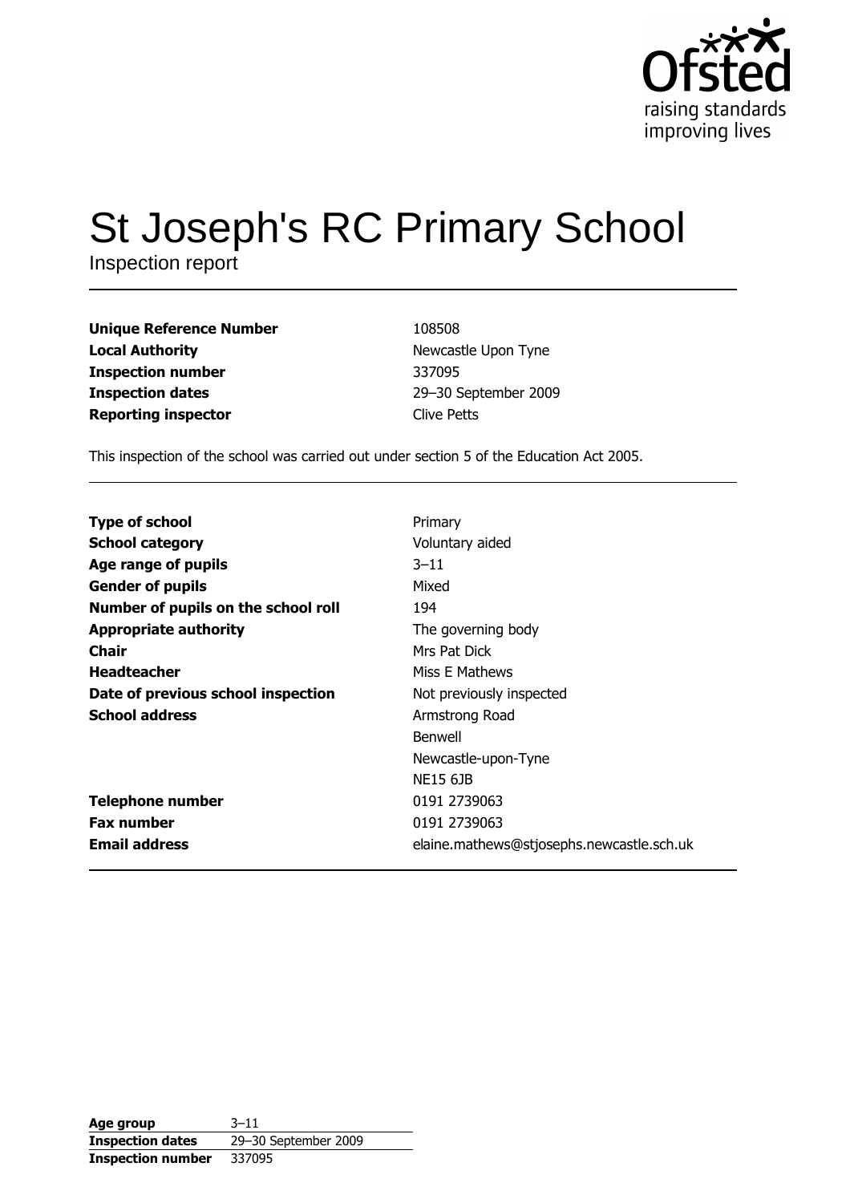# St Joseph's RC Primary School

Inspection report

| | |
|---|---|
| **Unique Reference Number** | 108508 |
| **Local Authority** | Newcastle Upon Tyne |
| **Inspection number** | 337095 |
| **Inspection dates** | 29–30 September 2009 |
| **Reporting inspector** | Clive Petts |

This inspection of the school was carried out under section 5 of the Education Act 2005.

| | |
|---|---|
| **Type of school** | Primary |
| **School category** | Voluntary aided |
| **Age range of pupils** | 3–11 |
| **Gender of pupils** | Mixed |
| **Number of pupils on the school roll** | 194 |
| **Appropriate authority** | The governing body |
| **Chair** | Mrs Pat Dick |
| **Headteacher** | Miss E Mathews |
| **Date of previous school inspection** | Not previously inspected |
| **School address** | Armstrong Road<br>Benwell<br>Newcastle-upon-Tyne<br>NE15 6JB |
| **Telephone number** | 0191 2739063 |
| **Fax number** | 0191 2739063 |
| **Email address** | elaine.mathews@stjosephs.newcastle.sch.uk |

| | |
|---|---|
| **Age group** | 3–11 |
| **Inspection dates** | 29–30 September 2009 |
| **Inspection number** | 337095 |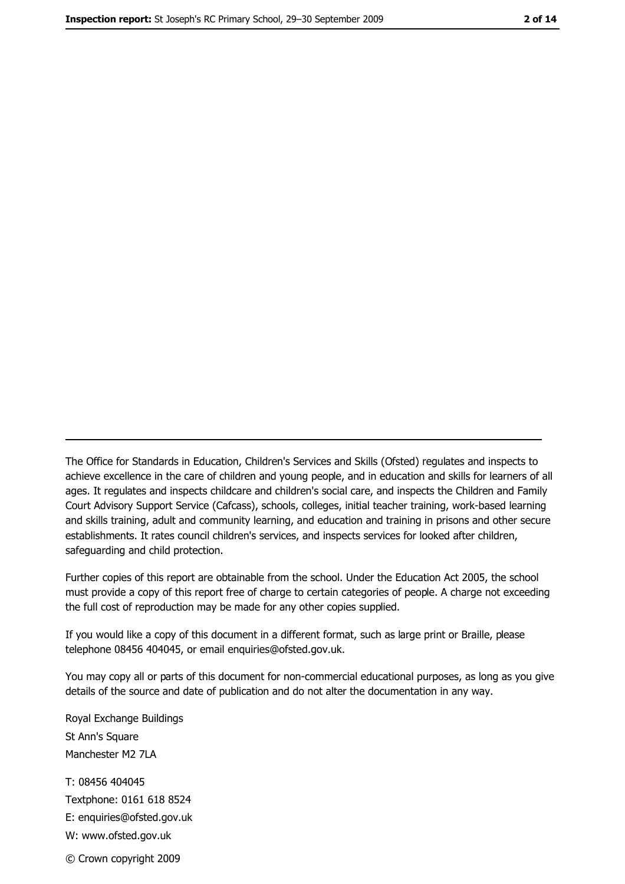---

The Office for Standards in Education, Children's Services and Skills (Ofsted) regulates and inspects to achieve excellence in the care of children and young people, and in education and skills for learners of all ages. It regulates and inspects childcare and children's social care, and inspects the Children and Family Court Advisory Support Service (Cafcass), schools, colleges, initial teacher training, work-based learning and skills training, adult and community learning, and education and training in prisons and other secure establishments. It rates council children's services, and inspects services for looked after children, safeguarding and child protection.

Further copies of this report are obtainable from the school. Under the Education Act 2005, the school must provide a copy of this report free of charge to certain categories of people. A charge not exceeding the full cost of reproduction may be made for any other copies supplied.

If you would like a copy of this document in a different format, such as large print or Braille, please telephone 08456 404045, or email enquiries@ofsted.gov.uk.

You may copy all or parts of this document for non-commercial educational purposes, as long as you give details of the source and date of publication and do not alter the documentation in any way.

Royal Exchange Buildings
St Ann's Square
Manchester M2 7LA

T: 08456 404045
Textphone: 0161 618 8524
E: enquiries@ofsted.gov.uk
W: www.ofsted.gov.uk

© Crown copyright 2009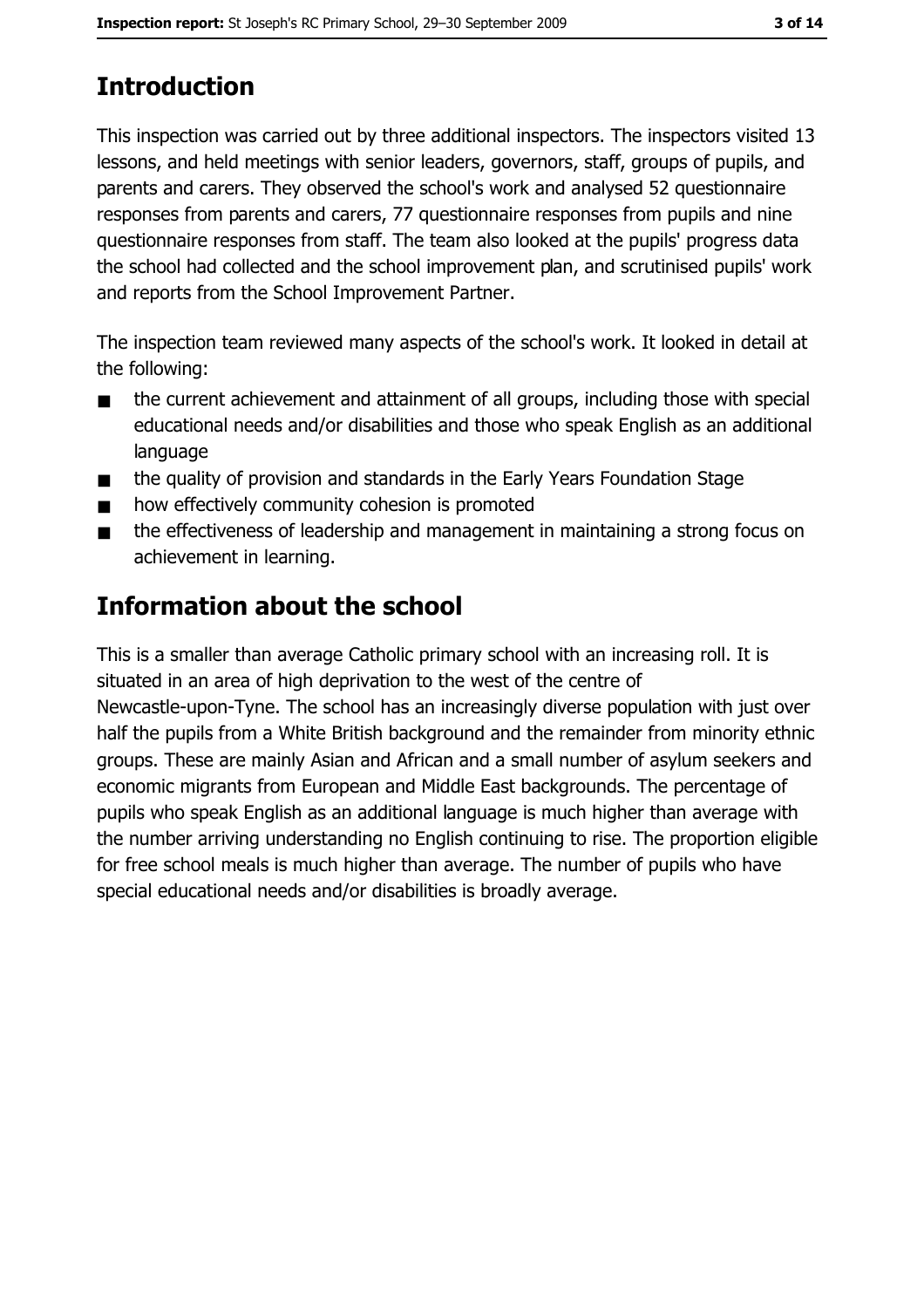## Introduction

This inspection was carried out by three additional inspectors. The inspectors visited 13 lessons, and held meetings with senior leaders, governors, staff, groups of pupils, and parents and carers. They observed the school's work and analysed 52 questionnaire responses from parents and carers, 77 questionnaire responses from pupils and nine questionnaire responses from staff. The team also looked at the pupils' progress data the school had collected and the school improvement plan, and scrutinised pupils' work and reports from the School Improvement Partner.

The inspection team reviewed many aspects of the school's work. It looked in detail at the following:

- the current achievement and attainment of all groups, including those with special educational needs and/or disabilities and those who speak English as an additional language
- the quality of provision and standards in the Early Years Foundation Stage
- how effectively community cohesion is promoted
- the effectiveness of leadership and management in maintaining a strong focus on achievement in learning.

## Information about the school

This is a smaller than average Catholic primary school with an increasing roll. It is situated in an area of high deprivation to the west of the centre of Newcastle-upon-Tyne. The school has an increasingly diverse population with just over half the pupils from a White British background and the remainder from minority ethnic groups. These are mainly Asian and African and a small number of asylum seekers and economic migrants from European and Middle East backgrounds. The percentage of pupils who speak English as an additional language is much higher than average with the number arriving understanding no English continuing to rise. The proportion eligible for free school meals is much higher than average. The number of pupils who have special educational needs and/or disabilities is broadly average.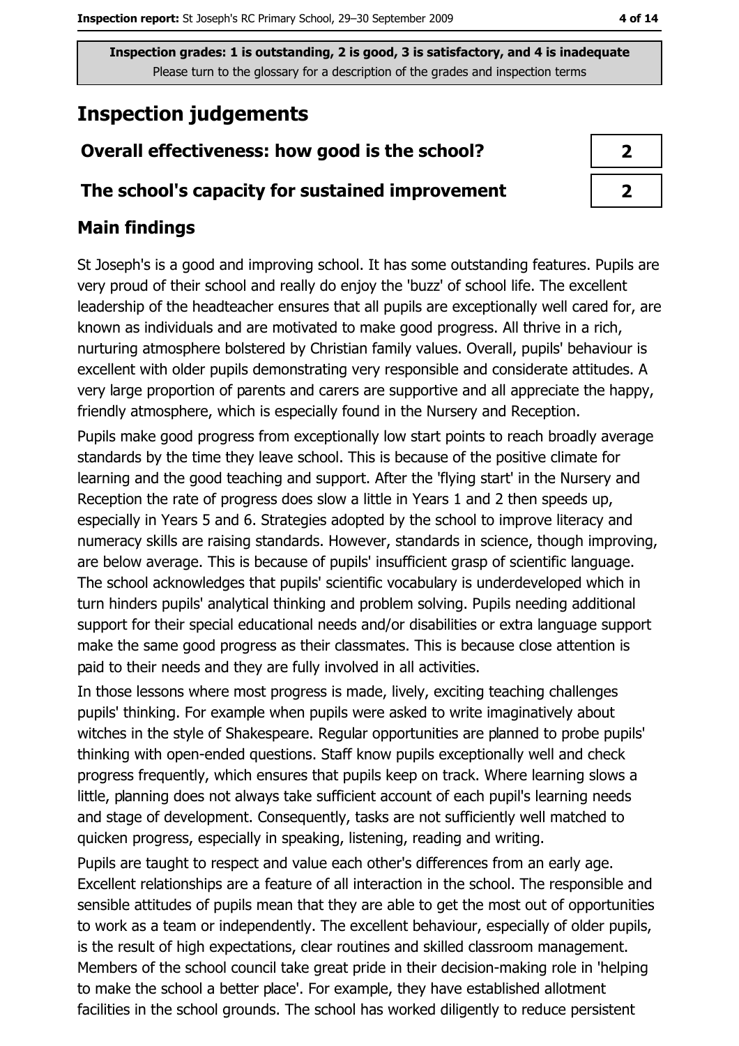**Inspection grades: 1 is outstanding, 2 is good, 3 is satisfactory, and 4 is inadequate**
Please turn to the glossary for a description of the grades and inspection terms

# Inspection judgements

| | |
|---|---|
| **Overall effectiveness: how good is the school?** | **2** |
| **The school's capacity for sustained improvement** | **2** |

## Main findings

St Joseph's is a good and improving school. It has some outstanding features. Pupils are very proud of their school and really do enjoy the 'buzz' of school life. The excellent leadership of the headteacher ensures that all pupils are exceptionally well cared for, are known as individuals and are motivated to make good progress. All thrive in a rich, nurturing atmosphere bolstered by Christian family values. Overall, pupils' behaviour is excellent with older pupils demonstrating very responsible and considerate attitudes. A very large proportion of parents and carers are supportive and all appreciate the happy, friendly atmosphere, which is especially found in the Nursery and Reception.

Pupils make good progress from exceptionally low start points to reach broadly average standards by the time they leave school. This is because of the positive climate for learning and the good teaching and support. After the 'flying start' in the Nursery and Reception the rate of progress does slow a little in Years 1 and 2 then speeds up, especially in Years 5 and 6. Strategies adopted by the school to improve literacy and numeracy skills are raising standards. However, standards in science, though improving, are below average. This is because of pupils' insufficient grasp of scientific language. The school acknowledges that pupils' scientific vocabulary is underdeveloped which in turn hinders pupils' analytical thinking and problem solving. Pupils needing additional support for their special educational needs and/or disabilities or extra language support make the same good progress as their classmates. This is because close attention is paid to their needs and they are fully involved in all activities.

In those lessons where most progress is made, lively, exciting teaching challenges pupils' thinking. For example when pupils were asked to write imaginatively about witches in the style of Shakespeare. Regular opportunities are planned to probe pupils' thinking with open-ended questions. Staff know pupils exceptionally well and check progress frequently, which ensures that pupils keep on track. Where learning slows a little, planning does not always take sufficient account of each pupil's learning needs and stage of development. Consequently, tasks are not sufficiently well matched to quicken progress, especially in speaking, listening, reading and writing.

Pupils are taught to respect and value each other's differences from an early age. Excellent relationships are a feature of all interaction in the school. The responsible and sensible attitudes of pupils mean that they are able to get the most out of opportunities to work as a team or independently. The excellent behaviour, especially of older pupils, is the result of high expectations, clear routines and skilled classroom management. Members of the school council take great pride in their decision-making role in 'helping to make the school a better place'. For example, they have established allotment facilities in the school grounds. The school has worked diligently to reduce persistent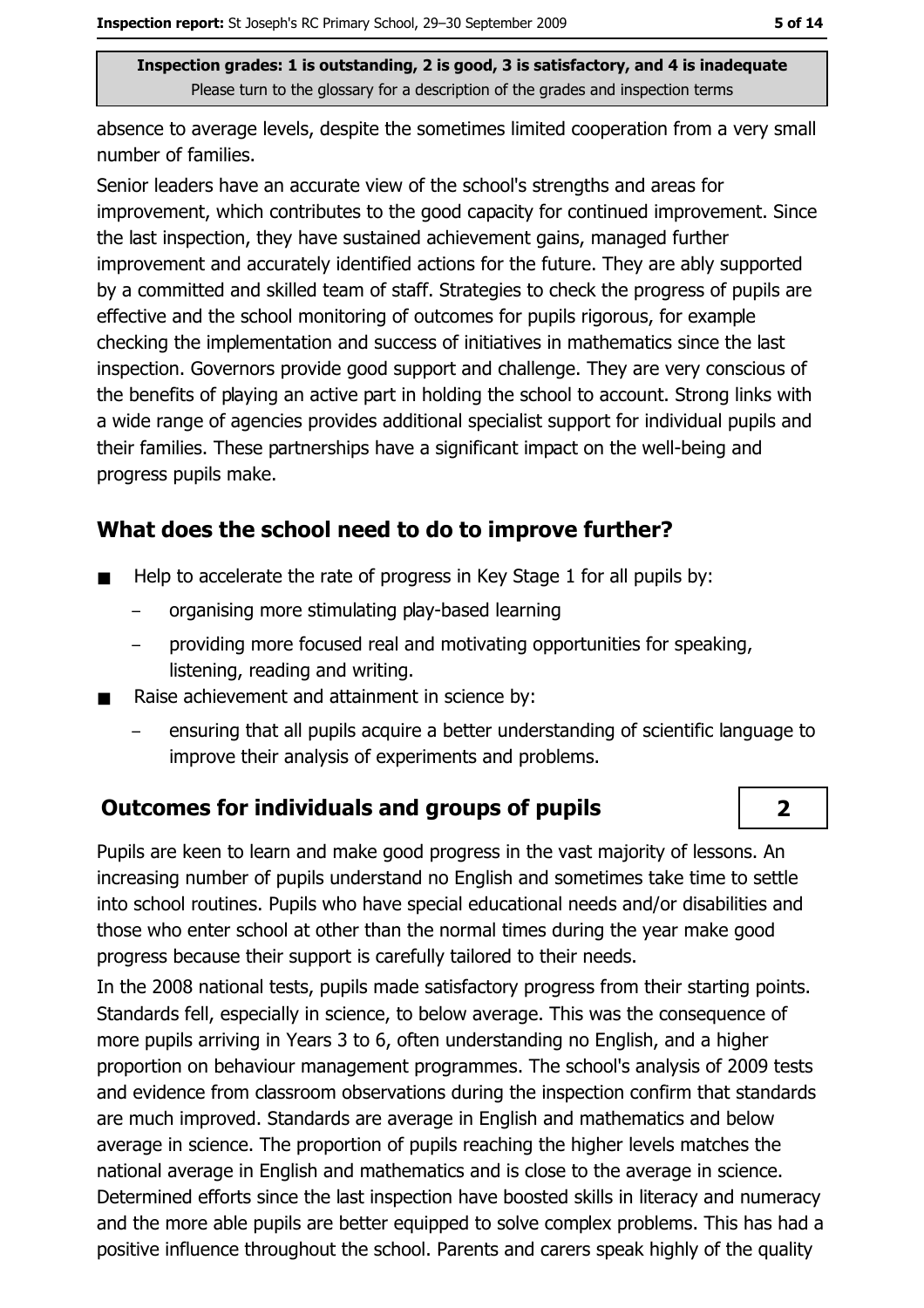absence to average levels, despite the sometimes limited cooperation from a very small number of families.

Senior leaders have an accurate view of the school's strengths and areas for improvement, which contributes to the good capacity for continued improvement. Since the last inspection, they have sustained achievement gains, managed further improvement and accurately identified actions for the future. They are ably supported by a committed and skilled team of staff. Strategies to check the progress of pupils are effective and the school monitoring of outcomes for pupils rigorous, for example checking the implementation and success of initiatives in mathematics since the last inspection. Governors provide good support and challenge. They are very conscious of the benefits of playing an active part in holding the school to account. Strong links with a wide range of agencies provides additional specialist support for individual pupils and their families. These partnerships have a significant impact on the well-being and progress pupils make.

## What does the school need to do to improve further?

- Help to accelerate the rate of progress in Key Stage 1 for all pupils by:
  - organising more stimulating play-based learning
  - providing more focused real and motivating opportunities for speaking, listening, reading and writing.
- Raise achievement and attainment in science by:
  - ensuring that all pupils acquire a better understanding of scientific language to improve their analysis of experiments and problems.

## Outcomes for individuals and groups of pupils

**2**

Pupils are keen to learn and make good progress in the vast majority of lessons. An increasing number of pupils understand no English and sometimes take time to settle into school routines. Pupils who have special educational needs and/or disabilities and those who enter school at other than the normal times during the year make good progress because their support is carefully tailored to their needs.

In the 2008 national tests, pupils made satisfactory progress from their starting points. Standards fell, especially in science, to below average. This was the consequence of more pupils arriving in Years 3 to 6, often understanding no English, and a higher proportion on behaviour management programmes. The school's analysis of 2009 tests and evidence from classroom observations during the inspection confirm that standards are much improved. Standards are average in English and mathematics and below average in science. The proportion of pupils reaching the higher levels matches the national average in English and mathematics and is close to the average in science. Determined efforts since the last inspection have boosted skills in literacy and numeracy and the more able pupils are better equipped to solve complex problems. This has had a positive influence throughout the school. Parents and carers speak highly of the quality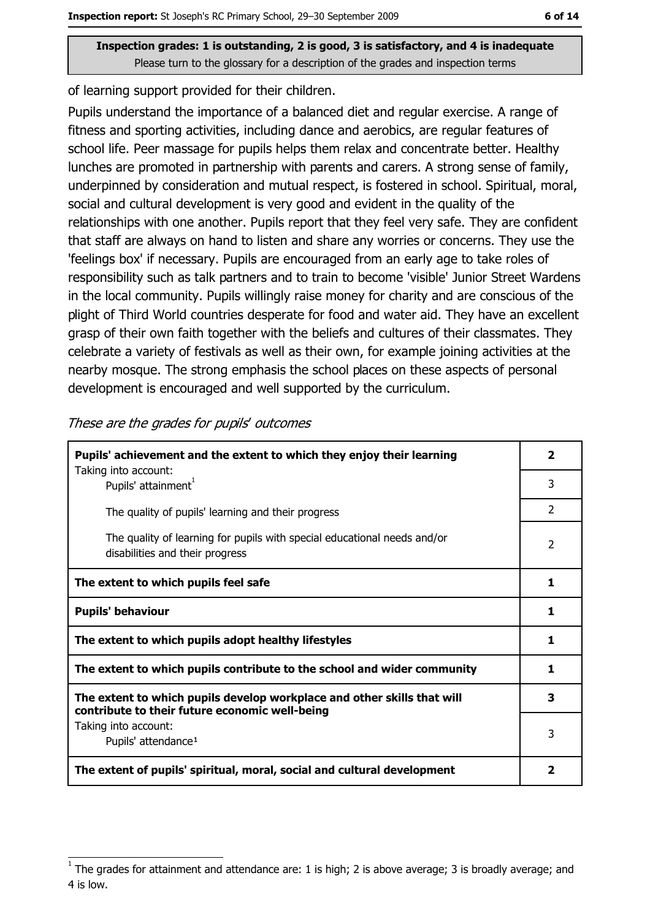**Inspection grades: 1 is outstanding, 2 is good, 3 is satisfactory, and 4 is inadequate**
Please turn to the glossary for a description of the grades and inspection terms

of learning support provided for their children.

Pupils understand the importance of a balanced diet and regular exercise. A range of fitness and sporting activities, including dance and aerobics, are regular features of school life. Peer massage for pupils helps them relax and concentrate better. Healthy lunches are promoted in partnership with parents and carers. A strong sense of family, underpinned by consideration and mutual respect, is fostered in school. Spiritual, moral, social and cultural development is very good and evident in the quality of the relationships with one another. Pupils report that they feel very safe. They are confident that staff are always on hand to listen and share any worries or concerns. They use the 'feelings box' if necessary. Pupils are encouraged from an early age to take roles of responsibility such as talk partners and to train to become 'visible' Junior Street Wardens in the local community. Pupils willingly raise money for charity and are conscious of the plight of Third World countries desperate for food and water aid. They have an excellent grasp of their own faith together with the beliefs and cultures of their classmates. They celebrate a variety of festivals as well as their own, for example joining activities at the nearby mosque. The strong emphasis the school places on these aspects of personal development is encouraged and well supported by the curriculum.

*These are the grades for pupils' outcomes*

| | |
|---|---|
| **Pupils' achievement and the extent to which they enjoy their learning** | **2** |
| Taking into account: Pupils' attainment[1] | 3 |
| The quality of pupils' learning and their progress | 2 |
| The quality of learning for pupils with special educational needs and/or disabilities and their progress | 2 |
| **The extent to which pupils feel safe** | **1** |
| **Pupils' behaviour** | **1** |
| **The extent to which pupils adopt healthy lifestyles** | **1** |
| **The extent to which pupils contribute to the school and wider community** | **1** |
| **The extent to which pupils develop workplace and other skills that will contribute to their future economic well-being** | **3** |
| Taking into account: Pupils' attendance[1] | 3 |
| **The extent of pupils' spiritual, moral, social and cultural development** | **2** |

[1] The grades for attainment and attendance are: 1 is high; 2 is above average; 3 is broadly average; and 4 is low.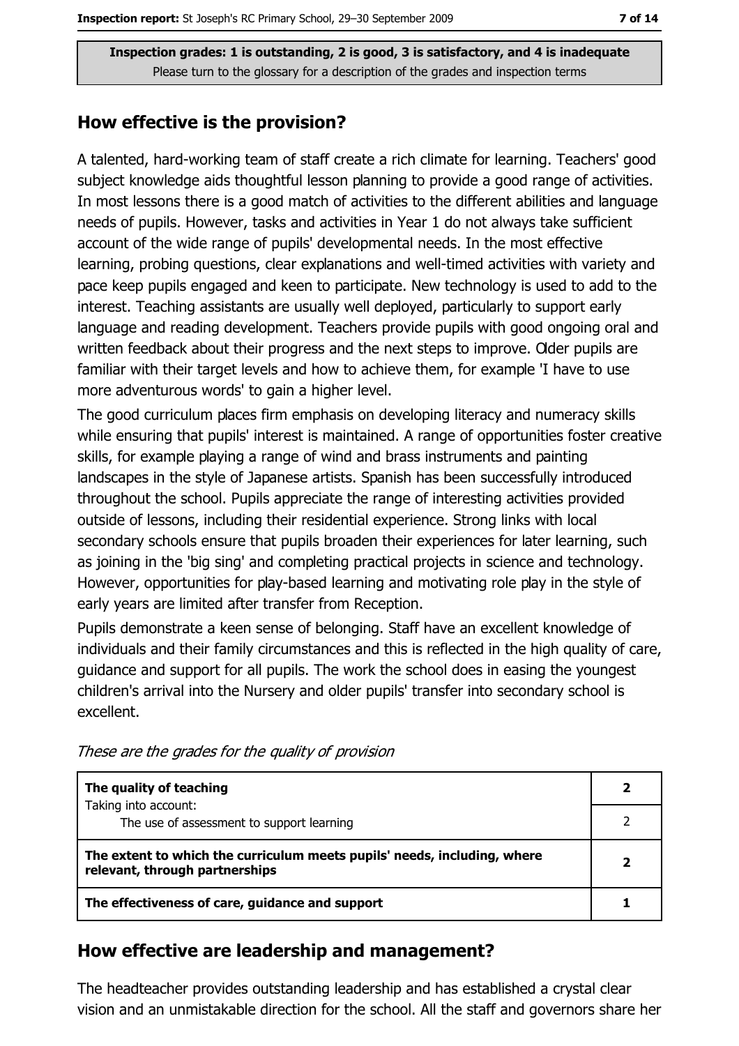Inspection grades: 1 is outstanding, 2 is good, 3 is satisfactory, and 4 is inadequate
Please turn to the glossary for a description of the grades and inspection terms

## How effective is the provision?

A talented, hard-working team of staff create a rich climate for learning. Teachers' good subject knowledge aids thoughtful lesson planning to provide a good range of activities. In most lessons there is a good match of activities to the different abilities and language needs of pupils. However, tasks and activities in Year 1 do not always take sufficient account of the wide range of pupils' developmental needs. In the most effective learning, probing questions, clear explanations and well-timed activities with variety and pace keep pupils engaged and keen to participate. New technology is used to add to the interest. Teaching assistants are usually well deployed, particularly to support early language and reading development. Teachers provide pupils with good ongoing oral and written feedback about their progress and the next steps to improve. Older pupils are familiar with their target levels and how to achieve them, for example 'I have to use more adventurous words' to gain a higher level.

The good curriculum places firm emphasis on developing literacy and numeracy skills while ensuring that pupils' interest is maintained. A range of opportunities foster creative skills, for example playing a range of wind and brass instruments and painting landscapes in the style of Japanese artists. Spanish has been successfully introduced throughout the school. Pupils appreciate the range of interesting activities provided outside of lessons, including their residential experience. Strong links with local secondary schools ensure that pupils broaden their experiences for later learning, such as joining in the 'big sing' and completing practical projects in science and technology. However, opportunities for play-based learning and motivating role play in the style of early years are limited after transfer from Reception.

Pupils demonstrate a keen sense of belonging. Staff have an excellent knowledge of individuals and their family circumstances and this is reflected in the high quality of care, guidance and support for all pupils. The work the school does in easing the youngest children's arrival into the Nursery and older pupils' transfer into secondary school is excellent.

*These are the grades for the quality of provision*

| | |
|---|---|
| **The quality of teaching** | **2** |
| Taking into account: The use of assessment to support learning | 2 |
| **The extent to which the curriculum meets pupils' needs, including, where relevant, through partnerships** | **2** |
| **The effectiveness of care, guidance and support** | **1** |

## How effective are leadership and management?

The headteacher provides outstanding leadership and has established a crystal clear vision and an unmistakable direction for the school. All the staff and governors share her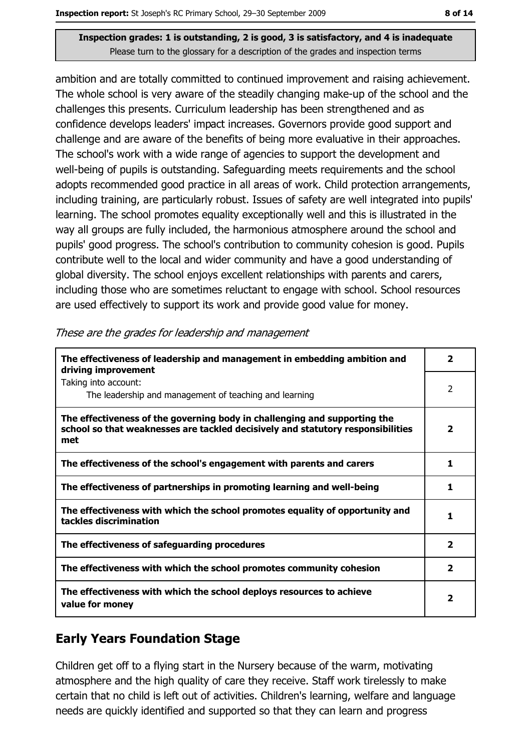**Inspection grades: 1 is outstanding, 2 is good, 3 is satisfactory, and 4 is inadequate**
Please turn to the glossary for a description of the grades and inspection terms

ambition and are totally committed to continued improvement and raising achievement. The whole school is very aware of the steadily changing make-up of the school and the challenges this presents. Curriculum leadership has been strengthened and as confidence develops leaders' impact increases. Governors provide good support and challenge and are aware of the benefits of being more evaluative in their approaches. The school's work with a wide range of agencies to support the development and well-being of pupils is outstanding. Safeguarding meets requirements and the school adopts recommended good practice in all areas of work. Child protection arrangements, including training, are particularly robust. Issues of safety are well integrated into pupils' learning. The school promotes equality exceptionally well and this is illustrated in the way all groups are fully included, the harmonious atmosphere around the school and pupils' good progress. The school's contribution to community cohesion is good. Pupils contribute well to the local and wider community and have a good understanding of global diversity. The school enjoys excellent relationships with parents and carers, including those who are sometimes reluctant to engage with school. School resources are used effectively to support its work and provide good value for money.

*These are the grades for leadership and management*

| | |
|---|---|
| **The effectiveness of leadership and management in embedding ambition and driving improvement** | **2** |
| Taking into account: The leadership and management of teaching and learning | 2 |
| **The effectiveness of the governing body in challenging and supporting the school so that weaknesses are tackled decisively and statutory responsibilities met** | **2** |
| **The effectiveness of the school's engagement with parents and carers** | **1** |
| **The effectiveness of partnerships in promoting learning and well-being** | **1** |
| **The effectiveness with which the school promotes equality of opportunity and tackles discrimination** | **1** |
| **The effectiveness of safeguarding procedures** | **2** |
| **The effectiveness with which the school promotes community cohesion** | **2** |
| **The effectiveness with which the school deploys resources to achieve value for money** | **2** |

## Early Years Foundation Stage

Children get off to a flying start in the Nursery because of the warm, motivating atmosphere and the high quality of care they receive. Staff work tirelessly to make certain that no child is left out of activities. Children's learning, welfare and language needs are quickly identified and supported so that they can learn and progress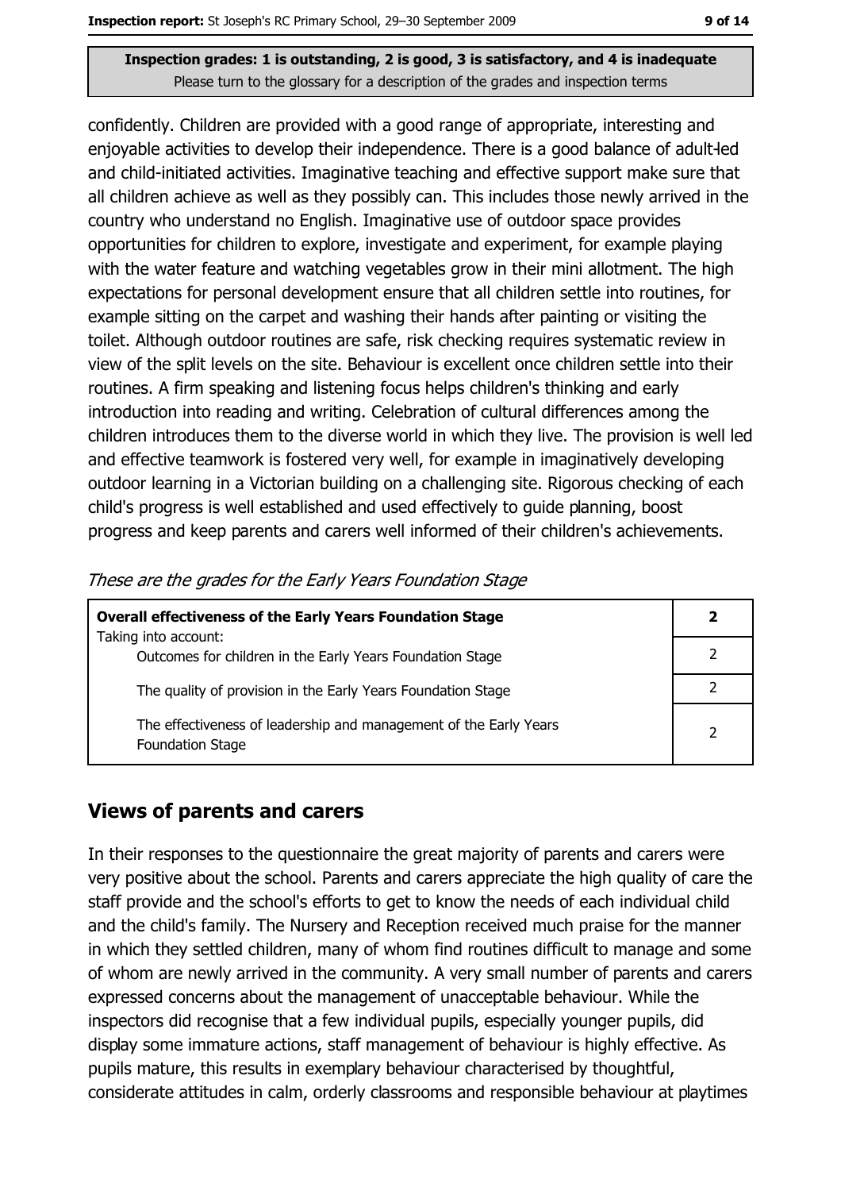Inspection grades: 1 is outstanding, 2 is good, 3 is satisfactory, and 4 is inadequate
Please turn to the glossary for a description of the grades and inspection terms

confidently. Children are provided with a good range of appropriate, interesting and enjoyable activities to develop their independence. There is a good balance of adult-led and child-initiated activities. Imaginative teaching and effective support make sure that all children achieve as well as they possibly can. This includes those newly arrived in the country who understand no English. Imaginative use of outdoor space provides opportunities for children to explore, investigate and experiment, for example playing with the water feature and watching vegetables grow in their mini allotment. The high expectations for personal development ensure that all children settle into routines, for example sitting on the carpet and washing their hands after painting or visiting the toilet. Although outdoor routines are safe, risk checking requires systematic review in view of the split levels on the site. Behaviour is excellent once children settle into their routines. A firm speaking and listening focus helps children's thinking and early introduction into reading and writing. Celebration of cultural differences among the children introduces them to the diverse world in which they live. The provision is well led and effective teamwork is fostered very well, for example in imaginatively developing outdoor learning in a Victorian building on a challenging site. Rigorous checking of each child's progress is well established and used effectively to guide planning, boost progress and keep parents and carers well informed of their children's achievements.

*These are the grades for the Early Years Foundation Stage*

| **Overall effectiveness of the Early Years Foundation Stage**<br>Taking into account: | **2** |
|---|---|
| Outcomes for children in the Early Years Foundation Stage | 2 |
| The quality of provision in the Early Years Foundation Stage | 2 |
| The effectiveness of leadership and management of the Early Years Foundation Stage | 2 |

## Views of parents and carers

In their responses to the questionnaire the great majority of parents and carers were very positive about the school. Parents and carers appreciate the high quality of care the staff provide and the school's efforts to get to know the needs of each individual child and the child's family. The Nursery and Reception received much praise for the manner in which they settled children, many of whom find routines difficult to manage and some of whom are newly arrived in the community. A very small number of parents and carers expressed concerns about the management of unacceptable behaviour. While the inspectors did recognise that a few individual pupils, especially younger pupils, did display some immature actions, staff management of behaviour is highly effective. As pupils mature, this results in exemplary behaviour characterised by thoughtful, considerate attitudes in calm, orderly classrooms and responsible behaviour at playtimes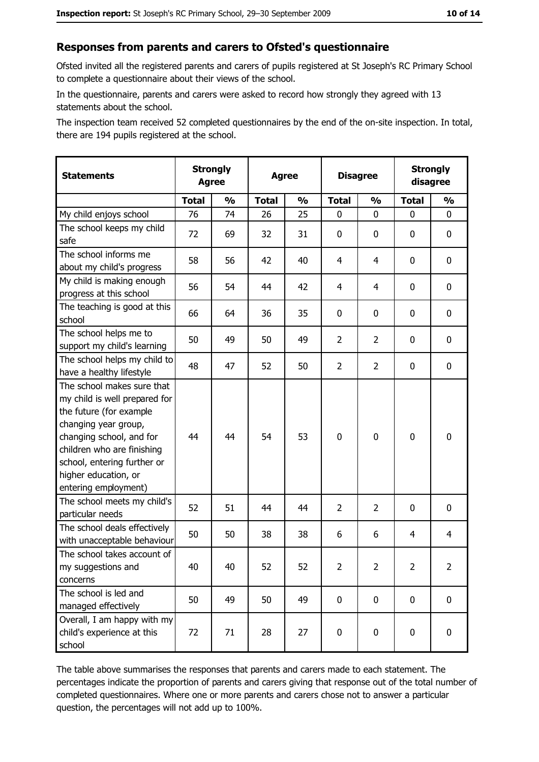## Responses from parents and carers to Ofsted's questionnaire

Ofsted invited all the registered parents and carers of pupils registered at St Joseph's RC Primary School to complete a questionnaire about their views of the school.

In the questionnaire, parents and carers were asked to record how strongly they agreed with 13 statements about the school.

The inspection team received 52 completed questionnaires by the end of the on-site inspection. In total, there are 194 pupils registered at the school.

| Statements | Strongly Agree | | Agree | | Disagree | | Strongly disagree | |
|---|---|---|---|---|---|---|---|---|
| | Total | % | Total | % | Total | % | Total | % |
| My child enjoys school | 76 | 74 | 26 | 25 | 0 | 0 | 0 | 0 |
| The school keeps my child safe | 72 | 69 | 32 | 31 | 0 | 0 | 0 | 0 |
| The school informs me about my child's progress | 58 | 56 | 42 | 40 | 4 | 4 | 0 | 0 |
| My child is making enough progress at this school | 56 | 54 | 44 | 42 | 4 | 4 | 0 | 0 |
| The teaching is good at this school | 66 | 64 | 36 | 35 | 0 | 0 | 0 | 0 |
| The school helps me to support my child's learning | 50 | 49 | 50 | 49 | 2 | 2 | 0 | 0 |
| The school helps my child to have a healthy lifestyle | 48 | 47 | 52 | 50 | 2 | 2 | 0 | 0 |
| The school makes sure that my child is well prepared for the future (for example changing year group, changing school, and for children who are finishing school, entering further or higher education, or entering employment) | 44 | 44 | 54 | 53 | 0 | 0 | 0 | 0 |
| The school meets my child's particular needs | 52 | 51 | 44 | 44 | 2 | 2 | 0 | 0 |
| The school deals effectively with unacceptable behaviour | 50 | 50 | 38 | 38 | 6 | 6 | 4 | 4 |
| The school takes account of my suggestions and concerns | 40 | 40 | 52 | 52 | 2 | 2 | 2 | 2 |
| The school is led and managed effectively | 50 | 49 | 50 | 49 | 0 | 0 | 0 | 0 |
| Overall, I am happy with my child's experience at this school | 72 | 71 | 28 | 27 | 0 | 0 | 0 | 0 |

The table above summarises the responses that parents and carers made to each statement. The percentages indicate the proportion of parents and carers giving that response out of the total number of completed questionnaires. Where one or more parents and carers chose not to answer a particular question, the percentages will not add up to 100%.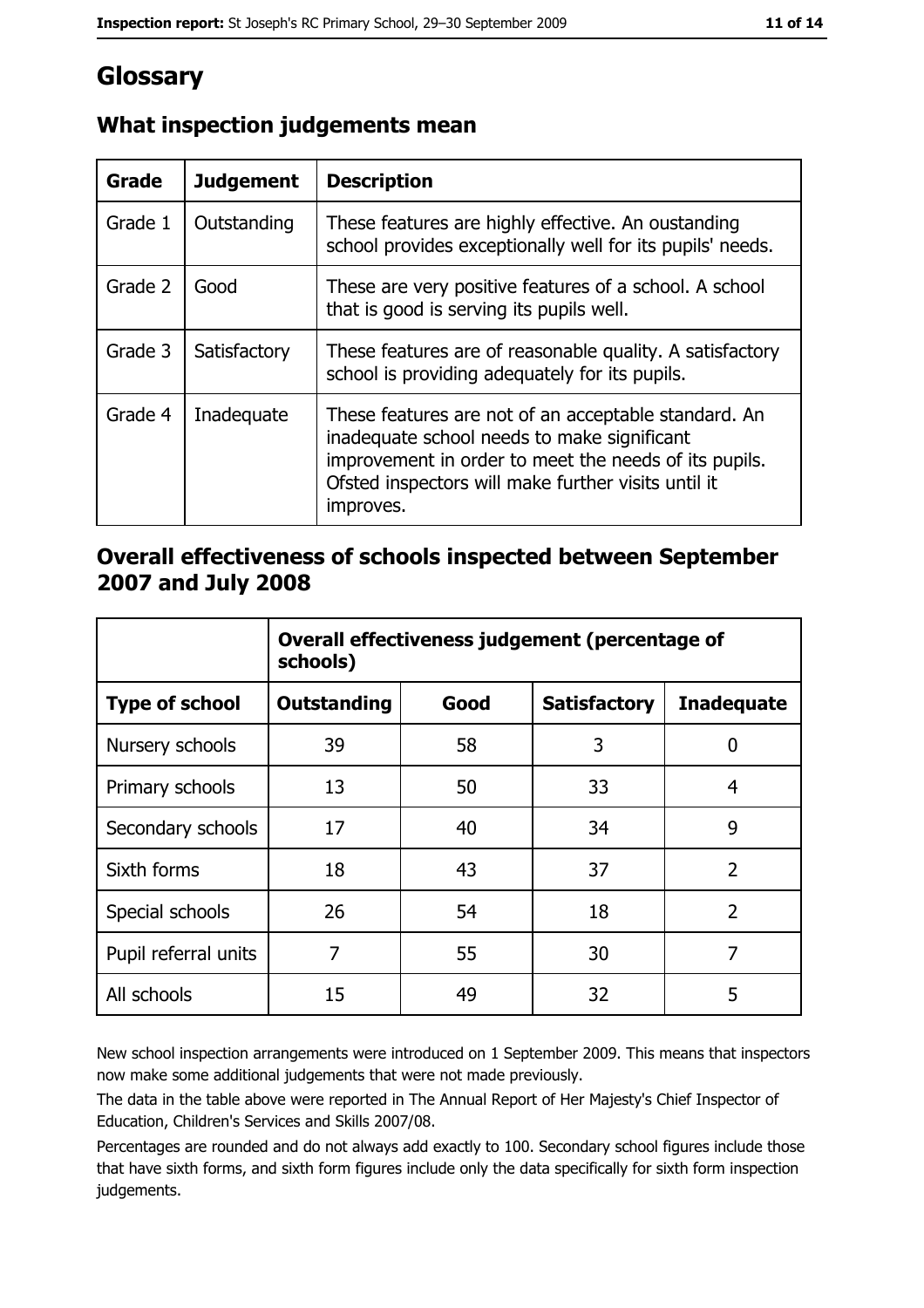# Glossary

## What inspection judgements mean

| Grade | Judgement | Description |
|---|---|---|
| Grade 1 | Outstanding | These features are highly effective. An oustanding school provides exceptionally well for its pupils' needs. |
| Grade 2 | Good | These are very positive features of a school. A school that is good is serving its pupils well. |
| Grade 3 | Satisfactory | These features are of reasonable quality. A satisfactory school is providing adequately for its pupils. |
| Grade 4 | Inadequate | These features are not of an acceptable standard. An inadequate school needs to make significant improvement in order to meet the needs of its pupils. Ofsted inspectors will make further visits until it improves. |

## Overall effectiveness of schools inspected between September 2007 and July 2008

| | Overall effectiveness judgement (percentage of schools) | | | |
|---|---|---|---|---|
| **Type of school** | **Outstanding** | **Good** | **Satisfactory** | **Inadequate** |
| Nursery schools | 39 | 58 | 3 | 0 |
| Primary schools | 13 | 50 | 33 | 4 |
| Secondary schools | 17 | 40 | 34 | 9 |
| Sixth forms | 18 | 43 | 37 | 2 |
| Special schools | 26 | 54 | 18 | 2 |
| Pupil referral units | 7 | 55 | 30 | 7 |
| All schools | 15 | 49 | 32 | 5 |

New school inspection arrangements were introduced on 1 September 2009. This means that inspectors now make some additional judgements that were not made previously.

The data in the table above were reported in The Annual Report of Her Majesty's Chief Inspector of Education, Children's Services and Skills 2007/08.

Percentages are rounded and do not always add exactly to 100. Secondary school figures include those that have sixth forms, and sixth form figures include only the data specifically for sixth form inspection judgements.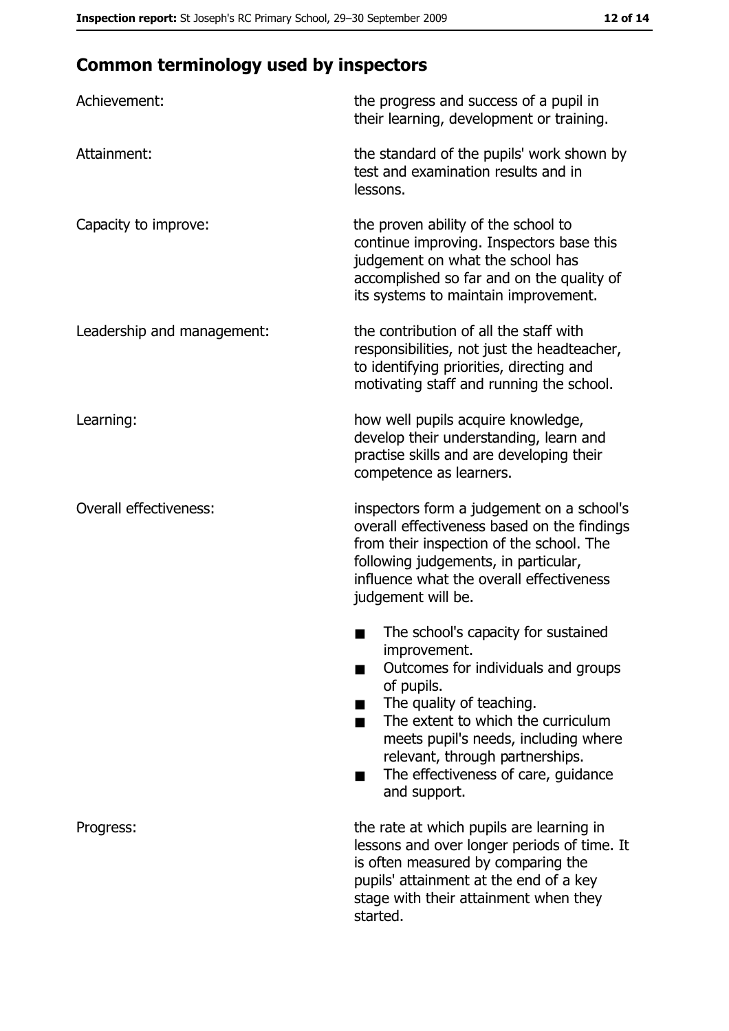## Common terminology used by inspectors

| | |
|---|---|
| Achievement: | the progress and success of a pupil in their learning, development or training. |
| Attainment: | the standard of the pupils' work shown by test and examination results and in lessons. |
| Capacity to improve: | the proven ability of the school to continue improving. Inspectors base this judgement on what the school has accomplished so far and on the quality of its systems to maintain improvement. |
| Leadership and management: | the contribution of all the staff with responsibilities, not just the headteacher, to identifying priorities, directing and motivating staff and running the school. |
| Learning: | how well pupils acquire knowledge, develop their understanding, learn and practise skills and are developing their competence as learners. |
| Overall effectiveness: | inspectors form a judgement on a school's overall effectiveness based on the findings from their inspection of the school. The following judgements, in particular, influence what the overall effectiveness judgement will be.<br>■ The school's capacity for sustained improvement.<br>■ Outcomes for individuals and groups of pupils.<br>■ The quality of teaching.<br>■ The extent to which the curriculum meets pupil's needs, including where relevant, through partnerships.<br>■ The effectiveness of care, guidance and support. |
| Progress: | the rate at which pupils are learning in lessons and over longer periods of time. It is often measured by comparing the pupils' attainment at the end of a key stage with their attainment when they started. |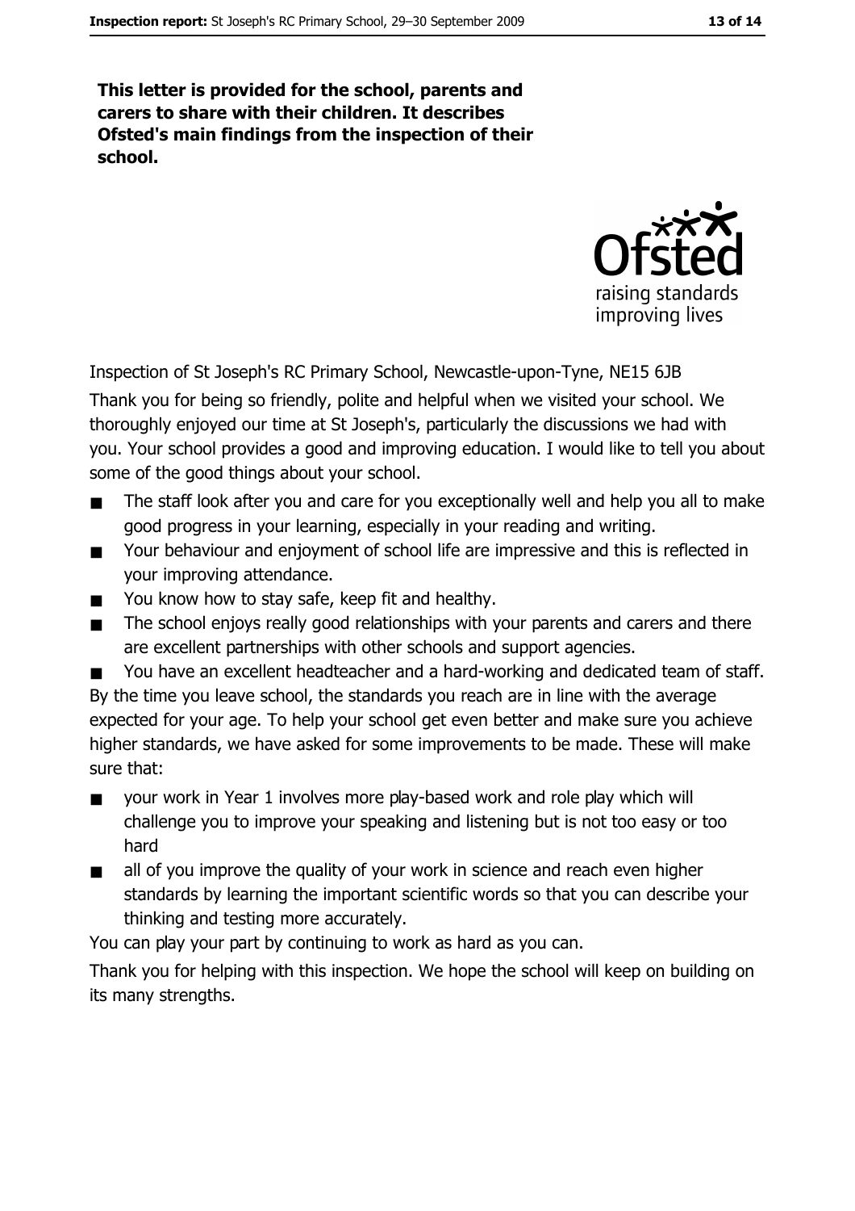**This letter is provided for the school, parents and carers to share with their children. It describes Ofsted's main findings from the inspection of their school.**

Inspection of St Joseph's RC Primary School, Newcastle-upon-Tyne, NE15 6JB

Thank you for being so friendly, polite and helpful when we visited your school. We thoroughly enjoyed our time at St Joseph's, particularly the discussions we had with you. Your school provides a good and improving education. I would like to tell you about some of the good things about your school.

- The staff look after you and care for you exceptionally well and help you all to make good progress in your learning, especially in your reading and writing.
- Your behaviour and enjoyment of school life are impressive and this is reflected in your improving attendance.
- You know how to stay safe, keep fit and healthy.
- The school enjoys really good relationships with your parents and carers and there are excellent partnerships with other schools and support agencies.
- You have an excellent headteacher and a hard-working and dedicated team of staff.

By the time you leave school, the standards you reach are in line with the average expected for your age. To help your school get even better and make sure you achieve higher standards, we have asked for some improvements to be made. These will make sure that:

- your work in Year 1 involves more play-based work and role play which will challenge you to improve your speaking and listening but is not too easy or too hard
- all of you improve the quality of your work in science and reach even higher standards by learning the important scientific words so that you can describe your thinking and testing more accurately.

You can play your part by continuing to work as hard as you can.

Thank you for helping with this inspection. We hope the school will keep on building on its many strengths.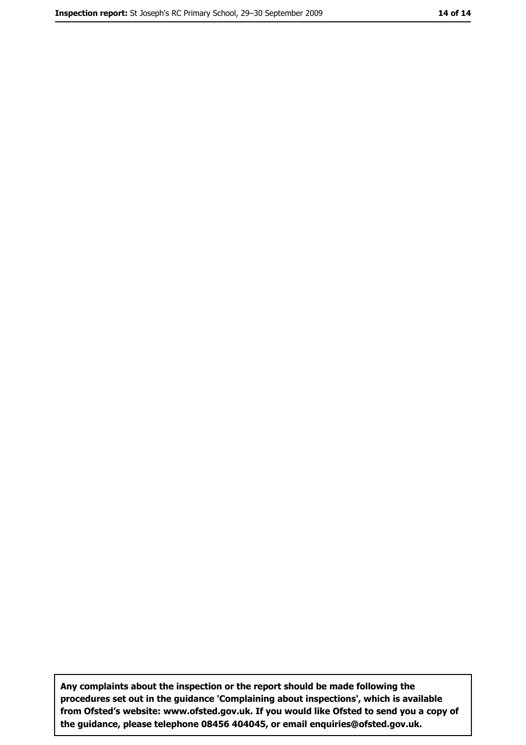**Any complaints about the inspection or the report should be made following the procedures set out in the guidance 'Complaining about inspections', which is available from Ofsted's website: www.ofsted.gov.uk. If you would like Ofsted to send you a copy of the guidance, please telephone 08456 404045, or email enquiries@ofsted.gov.uk.**